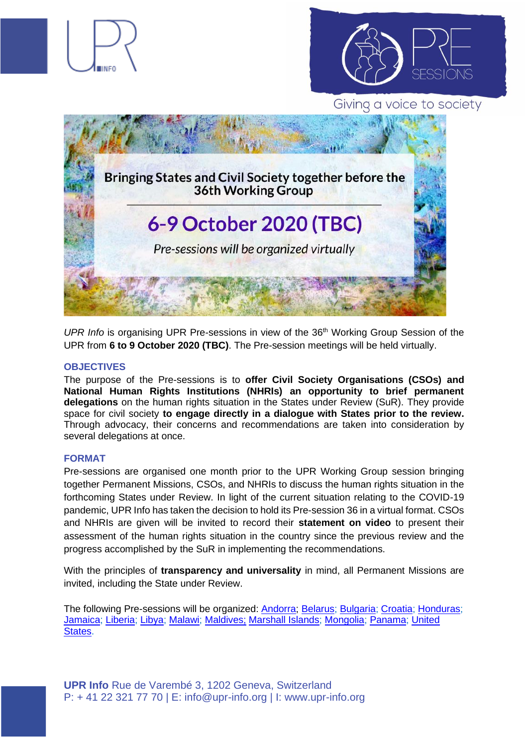UPR INFO

PRE SESSIONS

Giving a voice to society

# Bringing States and Civil Society together before the 36th Working Group

## 6-9 October 2020 (TBC)

*Pre-sessions will be organized virtually*

*UPR Info* is organising UPR Pre-sessions in view of the 36th Working Group Session of the UPR from **6 to 9 October 2020 (TBC)**. The Pre-session meetings will be held virtually.

### OBJECTIVES

The purpose of the Pre-sessions is to **offer Civil Society Organisations (CSOs) and National Human Rights Institutions (NHRIs) an opportunity to brief permanent delegations** on the human rights situation in the States under Review (SuR). They provide space for civil society **to engage directly in a dialogue with States prior to the review.** Through advocacy, their concerns and recommendations are taken into consideration by several delegations at once.

### FORMAT

Pre-sessions are organised one month prior to the UPR Working Group session bringing together Permanent Missions, CSOs, and NHRIs to discuss the human rights situation in the forthcoming States under Review. In light of the current situation relating to the COVID-19 pandemic, UPR Info has taken the decision to hold its Pre-session 36 in a virtual format. CSOs and NHRIs are given will be invited to record their **statement on video** to present their assessment of the human rights situation in the country since the previous review and the progress accomplished by the SuR in implementing the recommendations.

With the principles of **transparency and universality** in mind, all Permanent Missions are invited, including the State under Review.

The following Pre-sessions will be organized: Andorra; Belarus; Bulgaria; Croatia; Honduras; Jamaica; Liberia; Libya; Malawi; Maldives; Marshall Islands; Mongolia; Panama; United States.

**UPR Info** Rue de Varembé 3, 1202 Geneva, Switzerland
P: + 41 22 321 77 70 | E: info@upr-info.org | I: www.upr-info.org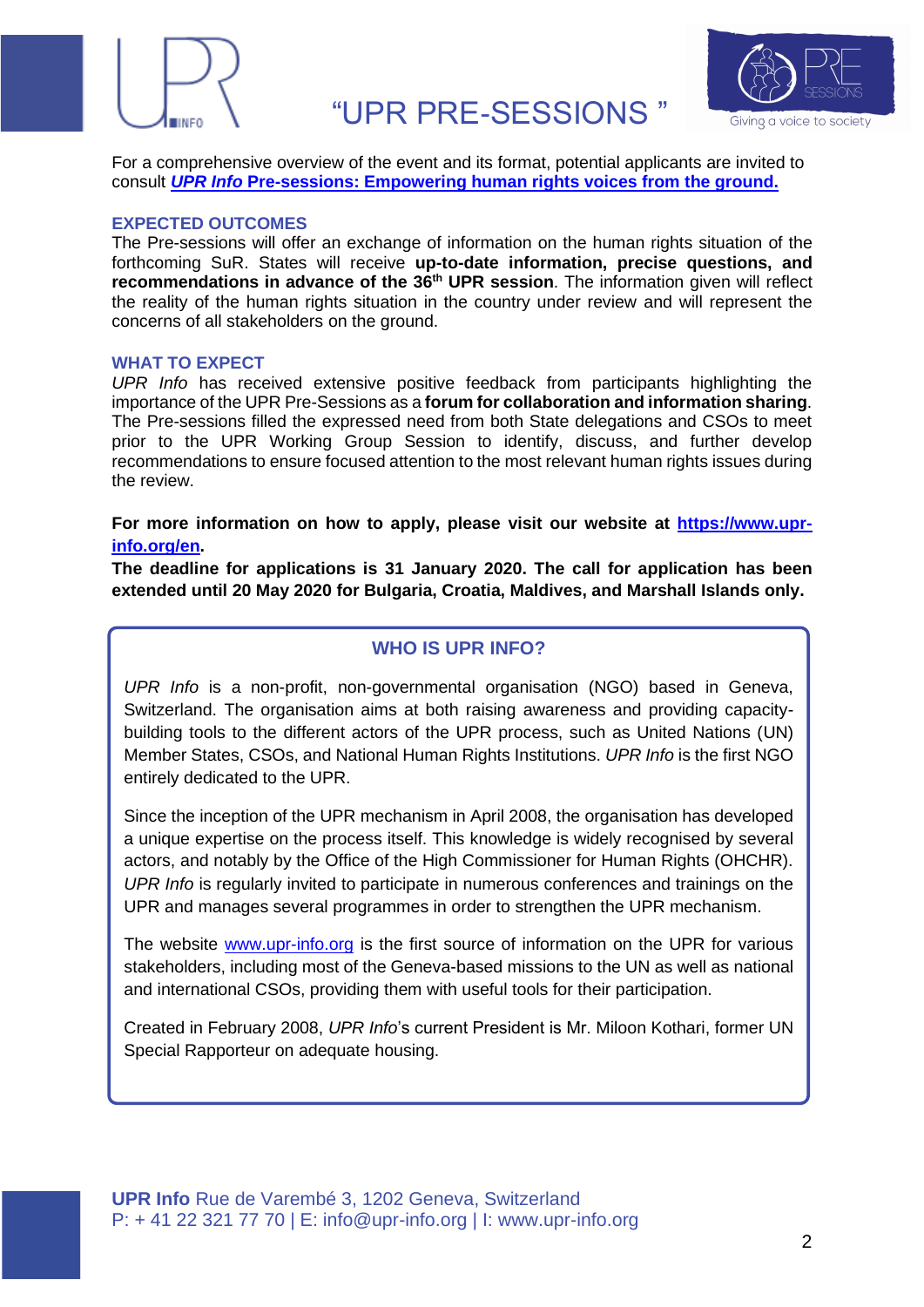# "UPR PRE-SESSIONS "

For a comprehensive overview of the event and its format, potential applicants are invited to consult [***UPR Info* Pre-sessions: Empowering human rights voices from the ground.**]()

## EXPECTED OUTCOMES

The Pre-sessions will offer an exchange of information on the human rights situation of the forthcoming SuR. States will receive **up-to-date information, precise questions, and recommendations in advance of the 36th UPR session**. The information given will reflect the reality of the human rights situation in the country under review and will represent the concerns of all stakeholders on the ground.

## WHAT TO EXPECT

*UPR Info* has received extensive positive feedback from participants highlighting the importance of the UPR Pre-Sessions as a **forum for collaboration and information sharing**. The Pre-sessions filled the expressed need from both State delegations and CSOs to meet prior to the UPR Working Group Session to identify, discuss, and further develop recommendations to ensure focused attention to the most relevant human rights issues during the review.

**For more information on how to apply, please visit our website at [https://www.upr-info.org/en](https://www.upr-info.org/en).**

**The deadline for applications is 31 January 2020. The call for application has been extended until 20 May 2020 for Bulgaria, Croatia, Maldives, and Marshall Islands only.**

## WHO IS UPR INFO?

*UPR Info* is a non-profit, non-governmental organisation (NGO) based in Geneva, Switzerland. The organisation aims at both raising awareness and providing capacity-building tools to the different actors of the UPR process, such as United Nations (UN) Member States, CSOs, and National Human Rights Institutions. *UPR Info* is the first NGO entirely dedicated to the UPR.

Since the inception of the UPR mechanism in April 2008, the organisation has developed a unique expertise on the process itself. This knowledge is widely recognised by several actors, and notably by the Office of the High Commissioner for Human Rights (OHCHR). *UPR Info* is regularly invited to participate in numerous conferences and trainings on the UPR and manages several programmes in order to strengthen the UPR mechanism.

The website [www.upr-info.org](http://www.upr-info.org) is the first source of information on the UPR for various stakeholders, including most of the Geneva-based missions to the UN as well as national and international CSOs, providing them with useful tools for their participation.

Created in February 2008, *UPR Info*'s current President is Mr. Miloon Kothari, former UN Special Rapporteur on adequate housing.

**UPR Info** Rue de Varembé 3, 1202 Geneva, Switzerland
P: + 41 22 321 77 70 | E: info@upr-info.org | I: www.upr-info.org